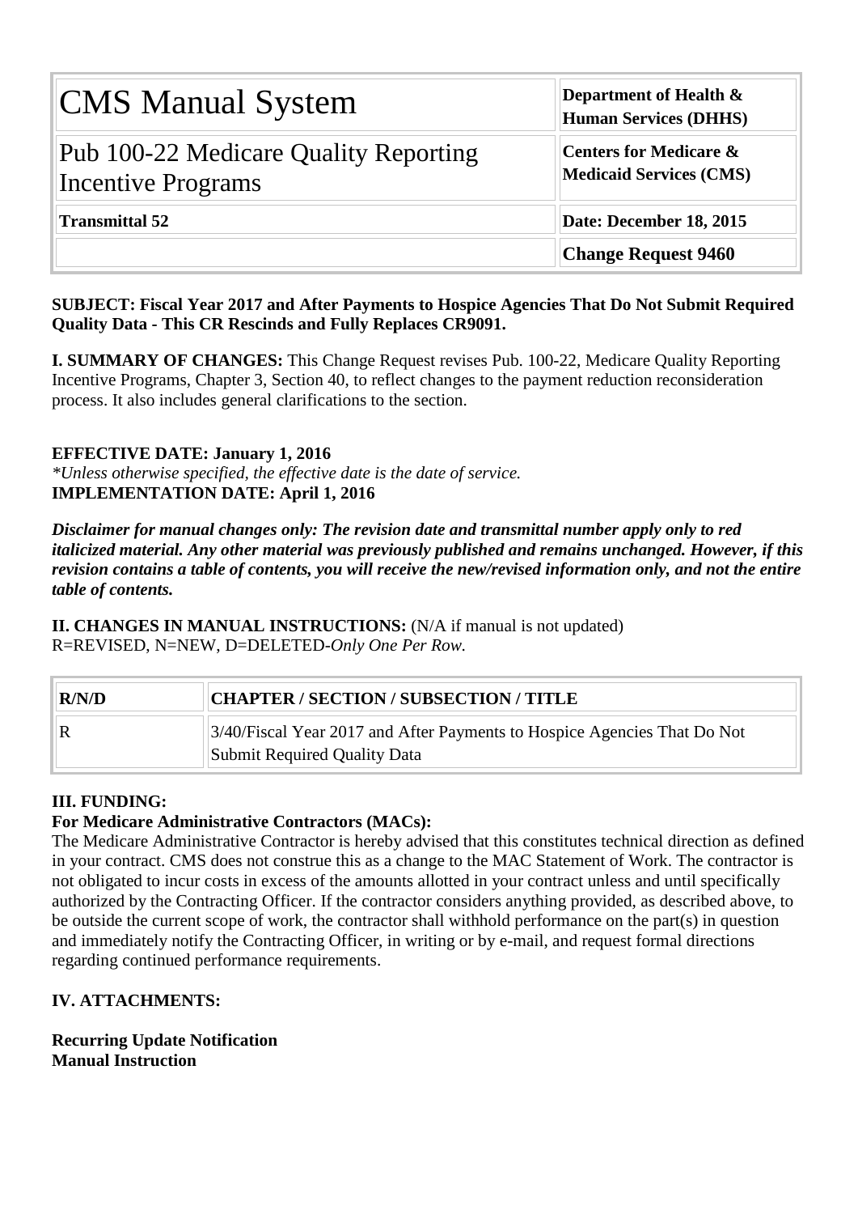| CMS Manual System | Department of Health & Human Services (DHHS) |
|---|---|
| Pub 100-22 Medicare Quality Reporting Incentive Programs | **Centers for Medicare & Medicaid Services (CMS)** |
| **Transmittal 52** | **Date: December 18, 2015** |
| | **Change Request 9460** |

**SUBJECT: Fiscal Year 2017 and After Payments to Hospice Agencies That Do Not Submit Required Quality Data - This CR Rescinds and Fully Replaces CR9091.**

**I. SUMMARY OF CHANGES:** This Change Request revises Pub. 100-22, Medicare Quality Reporting Incentive Programs, Chapter 3, Section 40, to reflect changes to the payment reduction reconsideration process. It also includes general clarifications to the section.

**EFFECTIVE DATE: January 1, 2016**
*\*Unless otherwise specified, the effective date is the date of service.*
**IMPLEMENTATION DATE: April 1, 2016**

***Disclaimer for manual changes only: The revision date and transmittal number apply only to red italicized material. Any other material was previously published and remains unchanged. However, if this revision contains a table of contents, you will receive the new/revised information only, and not the entire table of contents.***

**II. CHANGES IN MANUAL INSTRUCTIONS:** (N/A if manual is not updated)
R=REVISED, N=NEW, D=DELETED-*Only One Per Row.*

| R/N/D | CHAPTER / SECTION / SUBSECTION / TITLE |
|---|---|
| R | 3/40/Fiscal Year 2017 and After Payments to Hospice Agencies That Do Not Submit Required Quality Data |

**III. FUNDING:**

**For Medicare Administrative Contractors (MACs):**

The Medicare Administrative Contractor is hereby advised that this constitutes technical direction as defined in your contract. CMS does not construe this as a change to the MAC Statement of Work. The contractor is not obligated to incur costs in excess of the amounts allotted in your contract unless and until specifically authorized by the Contracting Officer. If the contractor considers anything provided, as described above, to be outside the current scope of work, the contractor shall withhold performance on the part(s) in question and immediately notify the Contracting Officer, in writing or by e-mail, and request formal directions regarding continued performance requirements.

**IV. ATTACHMENTS:**

**Recurring Update Notification**
**Manual Instruction**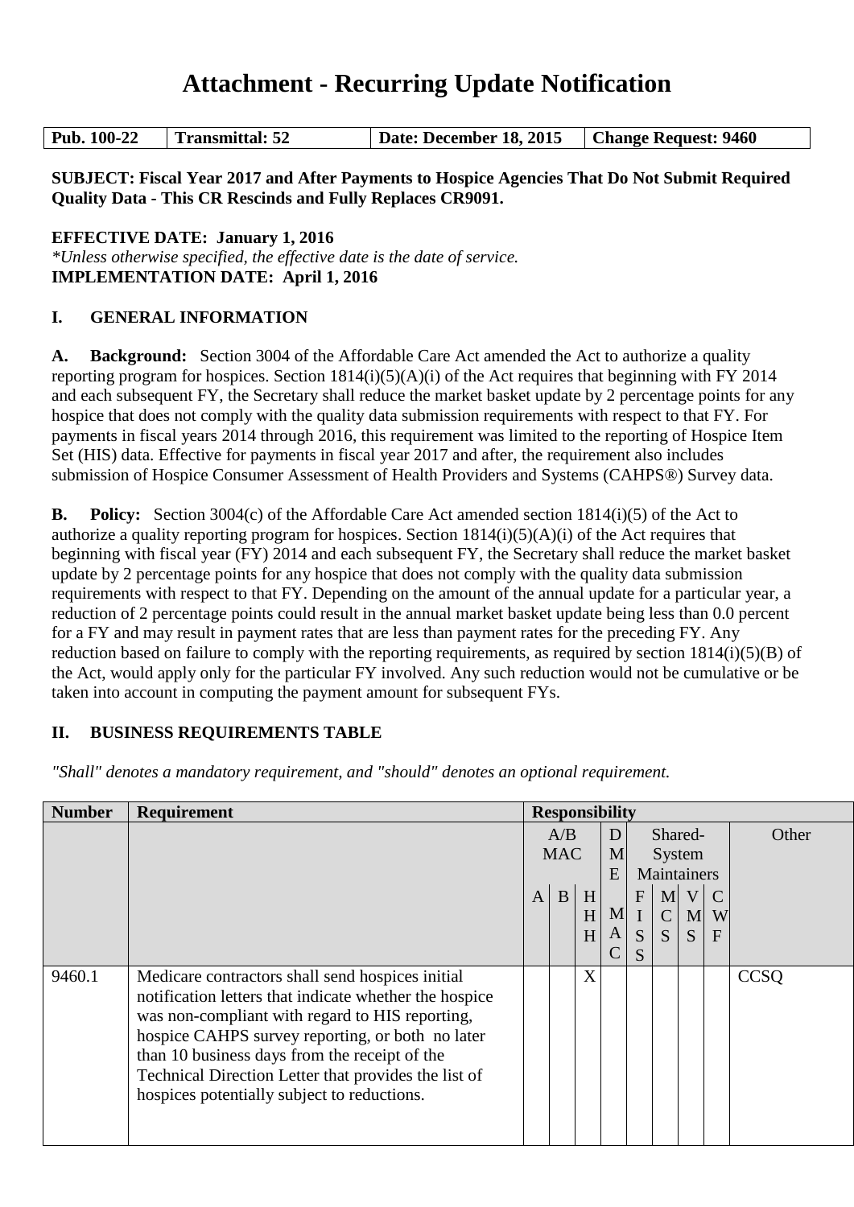# Attachment - Recurring Update Notification

| Pub. 100-22 | Transmittal: 52 | Date: December 18, 2015 | Change Request: 9460 |
|---|---|---|---|

**SUBJECT: Fiscal Year 2017 and After Payments to Hospice Agencies That Do Not Submit Required Quality Data - This CR Rescinds and Fully Replaces CR9091.**

**EFFECTIVE DATE: January 1, 2016**
*\*Unless otherwise specified, the effective date is the date of service.*
**IMPLEMENTATION DATE: April 1, 2016**

## I. GENERAL INFORMATION

**A. Background:** Section 3004 of the Affordable Care Act amended the Act to authorize a quality reporting program for hospices. Section 1814(i)(5)(A)(i) of the Act requires that beginning with FY 2014 and each subsequent FY, the Secretary shall reduce the market basket update by 2 percentage points for any hospice that does not comply with the quality data submission requirements with respect to that FY. For payments in fiscal years 2014 through 2016, this requirement was limited to the reporting of Hospice Item Set (HIS) data. Effective for payments in fiscal year 2017 and after, the requirement also includes submission of Hospice Consumer Assessment of Health Providers and Systems (CAHPS®) Survey data.

**B. Policy:** Section 3004(c) of the Affordable Care Act amended section 1814(i)(5) of the Act to authorize a quality reporting program for hospices. Section 1814(i)(5)(A)(i) of the Act requires that beginning with fiscal year (FY) 2014 and each subsequent FY, the Secretary shall reduce the market basket update by 2 percentage points for any hospice that does not comply with the quality data submission requirements with respect to that FY. Depending on the amount of the annual update for a particular year, a reduction of 2 percentage points could result in the annual market basket update being less than 0.0 percent for a FY and may result in payment rates that are less than payment rates for the preceding FY. Any reduction based on failure to comply with the reporting requirements, as required by section 1814(i)(5)(B) of the Act, would apply only for the particular FY involved. Any such reduction would not be cumulative or be taken into account in computing the payment amount for subsequent FYs.

## II. BUSINESS REQUIREMENTS TABLE

*"Shall" denotes a mandatory requirement, and "should" denotes an optional requirement.*

| Number | Requirement | Responsibility | | | | | | | | |
|---|---|---|---|---|---|---|---|---|---|---|
| | | A/B MAC | | | DME MAC | Shared-System Maintainers | | | | Other |
| | | A | B | HHH | | FISS | MCS | VMS | CWF | |
| 9460.1 | Medicare contractors shall send hospices initial notification letters that indicate whether the hospice was non-compliant with regard to HIS reporting, hospice CAHPS survey reporting, or both no later than 10 business days from the receipt of the Technical Direction Letter that provides the list of hospices potentially subject to reductions. | | | X | | | | | | CCSQ |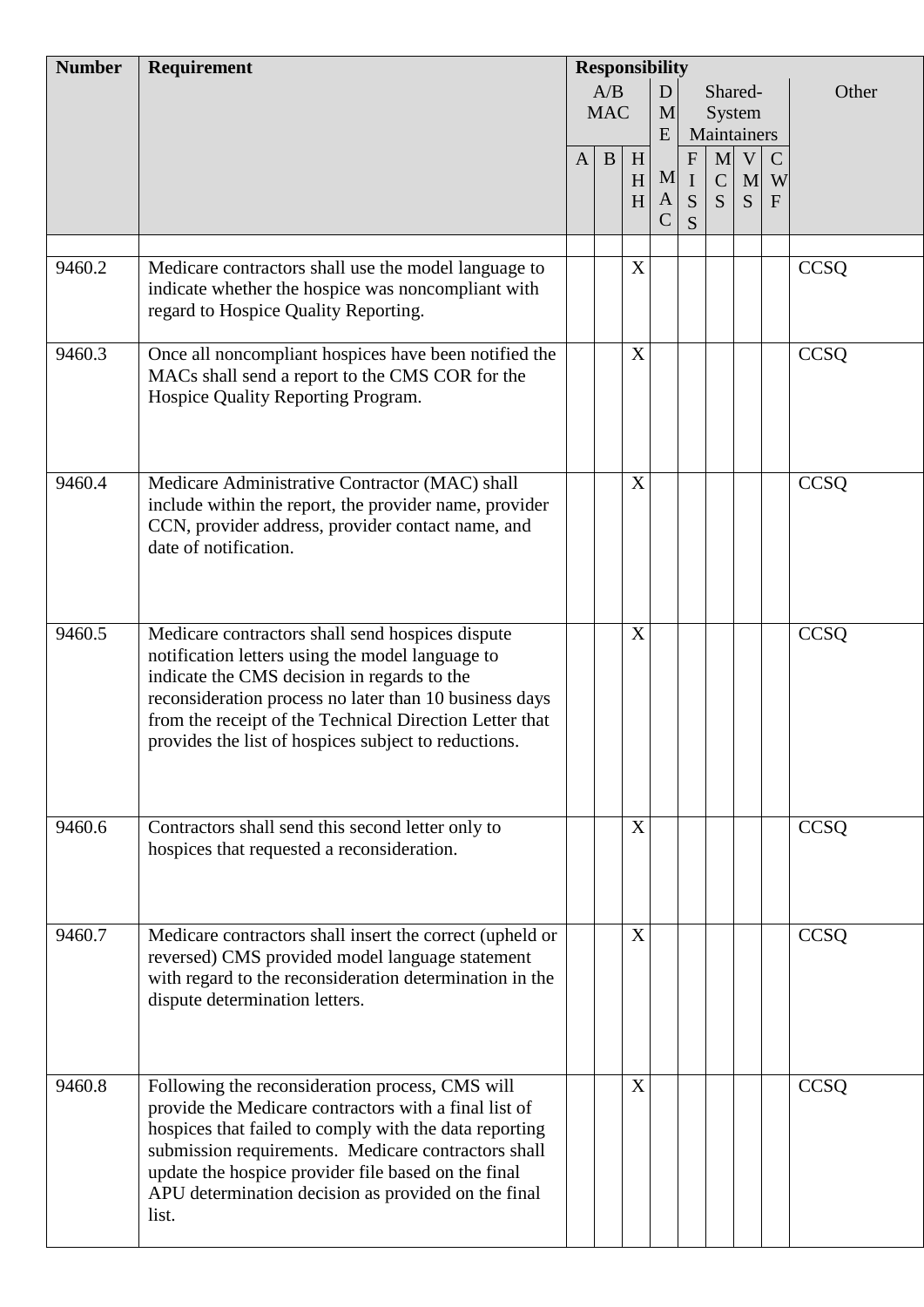| Number | Requirement | Responsibility | | | | | | | | |
|---|---|---|---|---|---|---|---|---|---|---|
| | | A/B MAC | | | DME MAC | Shared-System Maintainers | | | | Other |
| | | A | B | HHH | | FISS | MCS | VMS | CWF | |
| | | | | | | | | | | |
| 9460.2 | Medicare contractors shall use the model language to indicate whether the hospice was noncompliant with regard to Hospice Quality Reporting. | | | X | | | | | | CCSQ |
| 9460.3 | Once all noncompliant hospices have been notified the MACs shall send a report to the CMS COR for the Hospice Quality Reporting Program. | | | X | | | | | | CCSQ |
| 9460.4 | Medicare Administrative Contractor (MAC) shall include within the report, the provider name, provider CCN, provider address, provider contact name, and date of notification. | | | X | | | | | | CCSQ |
| 9460.5 | Medicare contractors shall send hospices dispute notification letters using the model language to indicate the CMS decision in regards to the reconsideration process no later than 10 business days from the receipt of the Technical Direction Letter that provides the list of hospices subject to reductions. | | | X | | | | | | CCSQ |
| 9460.6 | Contractors shall send this second letter only to hospices that requested a reconsideration. | | | X | | | | | | CCSQ |
| 9460.7 | Medicare contractors shall insert the correct (upheld or reversed) CMS provided model language statement with regard to the reconsideration determination in the dispute determination letters. | | | X | | | | | | CCSQ |
| 9460.8 | Following the reconsideration process, CMS will provide the Medicare contractors with a final list of hospices that failed to comply with the data reporting submission requirements. Medicare contractors shall update the hospice provider file based on the final APU determination decision as provided on the final list. | | | X | | | | | | CCSQ |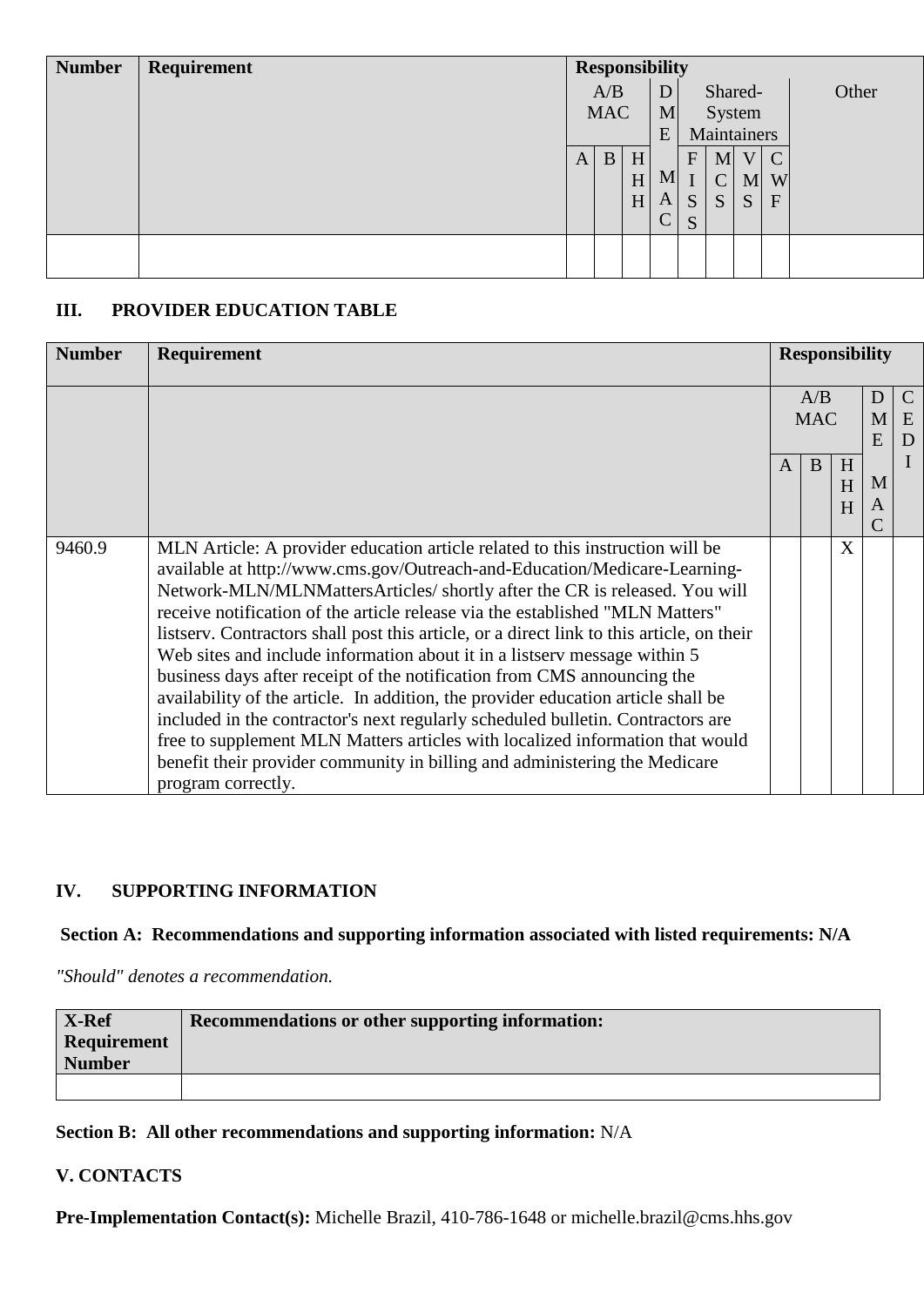| Number | Requirement | Responsibility | | | | | | | | |
|---|---|---|---|---|---|---|---|---|---|---|
| | | A/B MAC | | | DME | Shared-System Maintainers | | | | Other |
| | | A | B | HHH | MAC | FISS | MCS | VMS | CWF | |
| | | | | | | | | | | |

### III. PROVIDER EDUCATION TABLE

| Number | Requirement | Responsibility | | | | |
|---|---|---|---|---|---|---|
| | | A/B MAC | | | DME MAC | CEDI |
| | | A | B | HHH | | |
| 9460.9 | MLN Article: A provider education article related to this instruction will be available at http://www.cms.gov/Outreach-and-Education/Medicare-Learning-Network-MLN/MLNMattersArticles/ shortly after the CR is released. You will receive notification of the article release via the established "MLN Matters" listserv. Contractors shall post this article, or a direct link to this article, on their Web sites and include information about it in a listserv message within 5 business days after receipt of the notification from CMS announcing the availability of the article. In addition, the provider education article shall be included in the contractor's next regularly scheduled bulletin. Contractors are free to supplement MLN Matters articles with localized information that would benefit their provider community in billing and administering the Medicare program correctly. | | | X | | |

### IV. SUPPORTING INFORMATION

**Section A: Recommendations and supporting information associated with listed requirements: N/A**

*"Should" denotes a recommendation.*

| X-Ref Requirement Number | Recommendations or other supporting information: |
|---|---|
| | |

**Section B: All other recommendations and supporting information:** N/A

### V. CONTACTS

**Pre-Implementation Contact(s):** Michelle Brazil, 410-786-1648 or michelle.brazil@cms.hhs.gov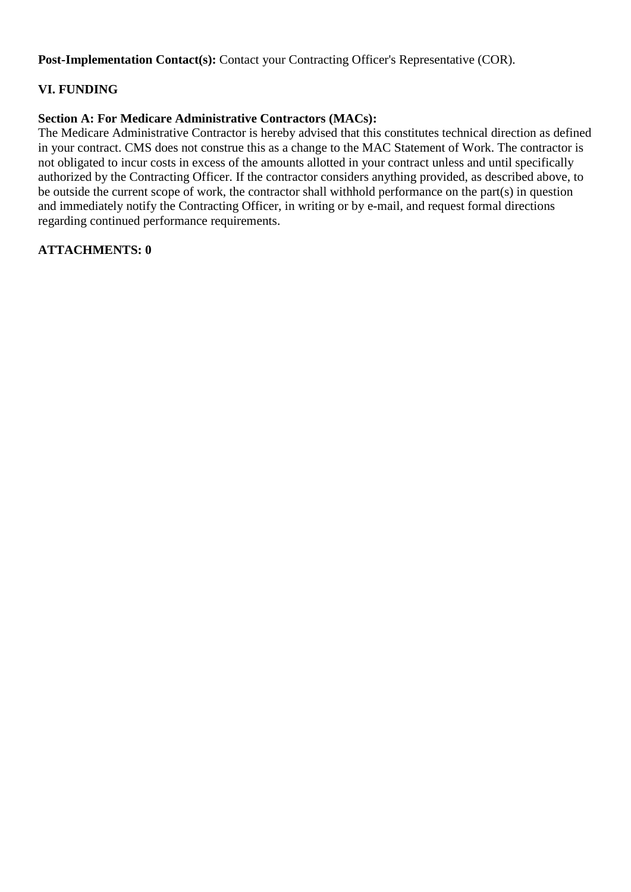**Post-Implementation Contact(s):** Contact your Contracting Officer's Representative (COR).

## VI. FUNDING

### Section A: For Medicare Administrative Contractors (MACs):

The Medicare Administrative Contractor is hereby advised that this constitutes technical direction as defined in your contract. CMS does not construe this as a change to the MAC Statement of Work. The contractor is not obligated to incur costs in excess of the amounts allotted in your contract unless and until specifically authorized by the Contracting Officer. If the contractor considers anything provided, as described above, to be outside the current scope of work, the contractor shall withhold performance on the part(s) in question and immediately notify the Contracting Officer, in writing or by e-mail, and request formal directions regarding continued performance requirements.

**ATTACHMENTS: 0**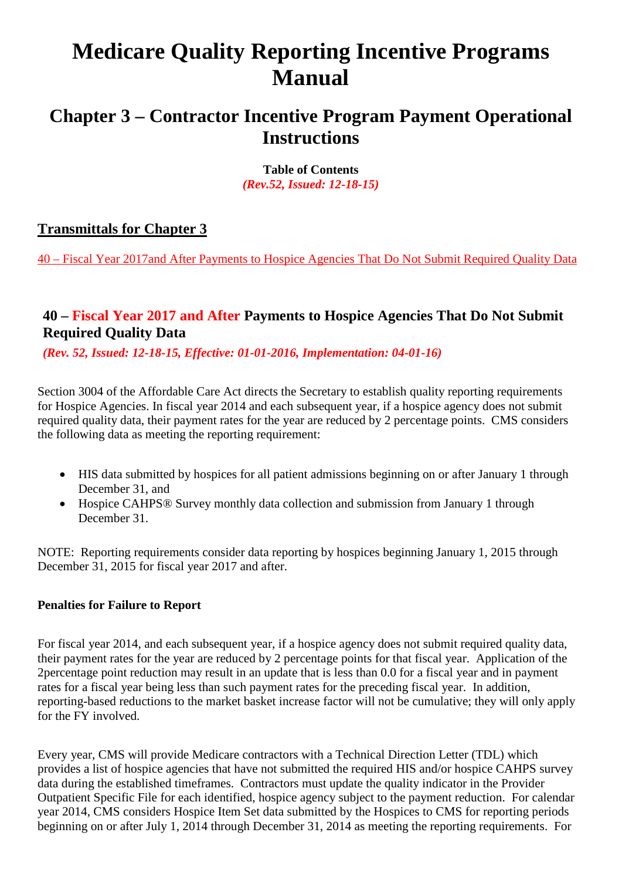# Medicare Quality Reporting Incentive Programs Manual

## Chapter 3 – Contractor Incentive Program Payment Operational Instructions

**Table of Contents**
***(Rev.52, Issued: 12-18-15)***

### Transmittals for Chapter 3

40 – Fiscal Year 2017and After Payments to Hospice Agencies That Do Not Submit Required Quality Data

### 40 – Fiscal Year 2017 and After Payments to Hospice Agencies That Do Not Submit Required Quality Data

***(Rev. 52, Issued: 12-18-15, Effective: 01-01-2016, Implementation: 04-01-16)***

Section 3004 of the Affordable Care Act directs the Secretary to establish quality reporting requirements for Hospice Agencies. In fiscal year 2014 and each subsequent year, if a hospice agency does not submit required quality data, their payment rates for the year are reduced by 2 percentage points. CMS considers the following data as meeting the reporting requirement:

- HIS data submitted by hospices for all patient admissions beginning on or after January 1 through December 31, and
- Hospice CAHPS® Survey monthly data collection and submission from January 1 through December 31.

NOTE: Reporting requirements consider data reporting by hospices beginning January 1, 2015 through December 31, 2015 for fiscal year 2017 and after.

**Penalties for Failure to Report**

For fiscal year 2014, and each subsequent year, if a hospice agency does not submit required quality data, their payment rates for the year are reduced by 2 percentage points for that fiscal year. Application of the 2percentage point reduction may result in an update that is less than 0.0 for a fiscal year and in payment rates for a fiscal year being less than such payment rates for the preceding fiscal year. In addition, reporting-based reductions to the market basket increase factor will not be cumulative; they will only apply for the FY involved.

Every year, CMS will provide Medicare contractors with a Technical Direction Letter (TDL) which provides a list of hospice agencies that have not submitted the required HIS and/or hospice CAHPS survey data during the established timeframes. Contractors must update the quality indicator in the Provider Outpatient Specific File for each identified, hospice agency subject to the payment reduction. For calendar year 2014, CMS considers Hospice Item Set data submitted by the Hospices to CMS for reporting periods beginning on or after July 1, 2014 through December 31, 2014 as meeting the reporting requirements. For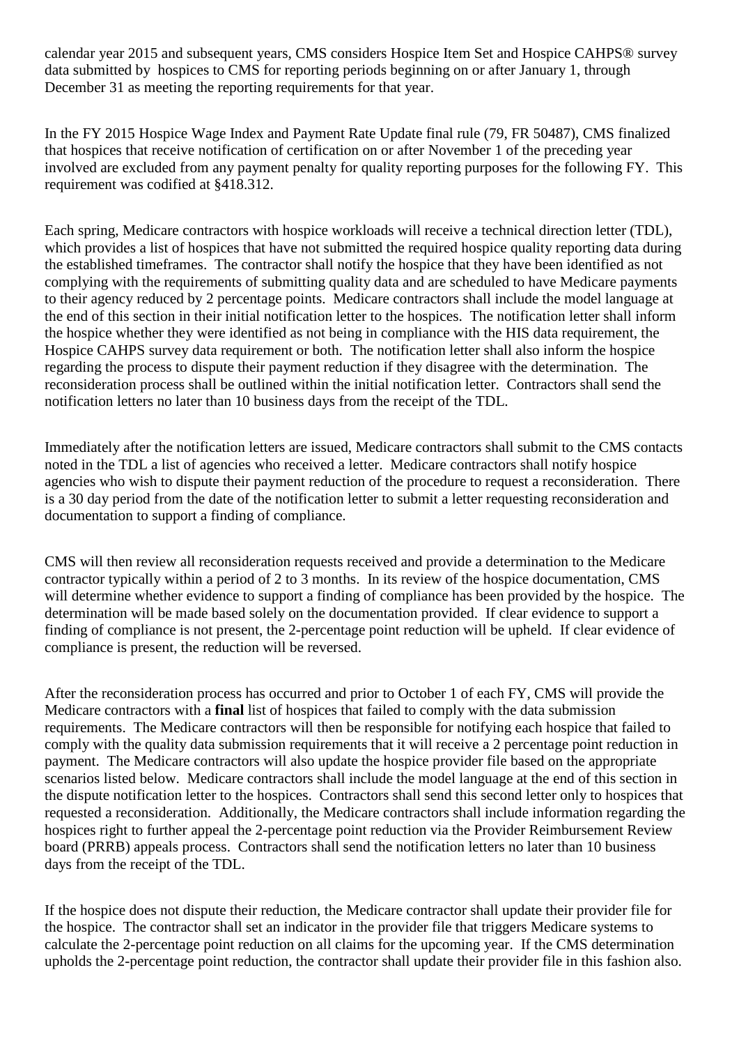calendar year 2015 and subsequent years, CMS considers Hospice Item Set and Hospice CAHPS® survey data submitted by hospices to CMS for reporting periods beginning on or after January 1, through December 31 as meeting the reporting requirements for that year.

In the FY 2015 Hospice Wage Index and Payment Rate Update final rule (79, FR 50487), CMS finalized that hospices that receive notification of certification on or after November 1 of the preceding year involved are excluded from any payment penalty for quality reporting purposes for the following FY. This requirement was codified at §418.312.

Each spring, Medicare contractors with hospice workloads will receive a technical direction letter (TDL), which provides a list of hospices that have not submitted the required hospice quality reporting data during the established timeframes. The contractor shall notify the hospice that they have been identified as not complying with the requirements of submitting quality data and are scheduled to have Medicare payments to their agency reduced by 2 percentage points. Medicare contractors shall include the model language at the end of this section in their initial notification letter to the hospices. The notification letter shall inform the hospice whether they were identified as not being in compliance with the HIS data requirement, the Hospice CAHPS survey data requirement or both. The notification letter shall also inform the hospice regarding the process to dispute their payment reduction if they disagree with the determination. The reconsideration process shall be outlined within the initial notification letter. Contractors shall send the notification letters no later than 10 business days from the receipt of the TDL.

Immediately after the notification letters are issued, Medicare contractors shall submit to the CMS contacts noted in the TDL a list of agencies who received a letter. Medicare contractors shall notify hospice agencies who wish to dispute their payment reduction of the procedure to request a reconsideration. There is a 30 day period from the date of the notification letter to submit a letter requesting reconsideration and documentation to support a finding of compliance.

CMS will then review all reconsideration requests received and provide a determination to the Medicare contractor typically within a period of 2 to 3 months. In its review of the hospice documentation, CMS will determine whether evidence to support a finding of compliance has been provided by the hospice. The determination will be made based solely on the documentation provided. If clear evidence to support a finding of compliance is not present, the 2-percentage point reduction will be upheld. If clear evidence of compliance is present, the reduction will be reversed.

After the reconsideration process has occurred and prior to October 1 of each FY, CMS will provide the Medicare contractors with a **final** list of hospices that failed to comply with the data submission requirements. The Medicare contractors will then be responsible for notifying each hospice that failed to comply with the quality data submission requirements that it will receive a 2 percentage point reduction in payment. The Medicare contractors will also update the hospice provider file based on the appropriate scenarios listed below. Medicare contractors shall include the model language at the end of this section in the dispute notification letter to the hospices. Contractors shall send this second letter only to hospices that requested a reconsideration. Additionally, the Medicare contractors shall include information regarding the hospices right to further appeal the 2-percentage point reduction via the Provider Reimbursement Review board (PRRB) appeals process. Contractors shall send the notification letters no later than 10 business days from the receipt of the TDL.

If the hospice does not dispute their reduction, the Medicare contractor shall update their provider file for the hospice. The contractor shall set an indicator in the provider file that triggers Medicare systems to calculate the 2-percentage point reduction on all claims for the upcoming year. If the CMS determination upholds the 2-percentage point reduction, the contractor shall update their provider file in this fashion also.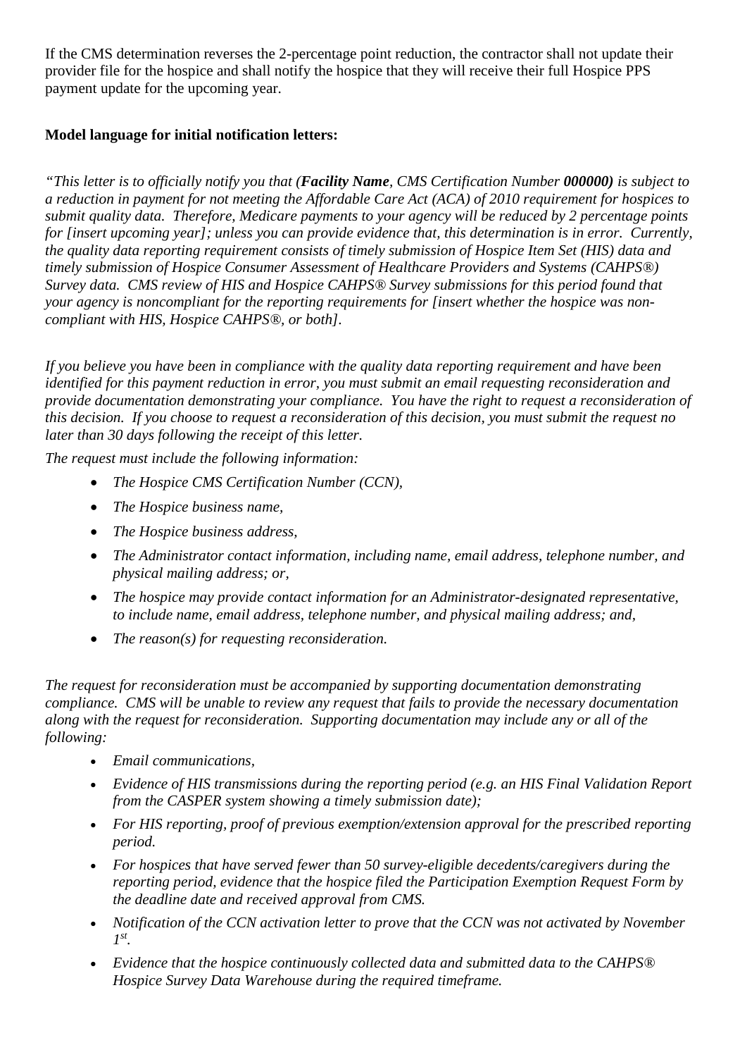If the CMS determination reverses the 2-percentage point reduction, the contractor shall not update their provider file for the hospice and shall notify the hospice that they will receive their full Hospice PPS payment update for the upcoming year.

**Model language for initial notification letters:**

*"This letter is to officially notify you that (**Facility Name**, CMS Certification Number **000000)** is subject to a reduction in payment for not meeting the Affordable Care Act (ACA) of 2010 requirement for hospices to submit quality data. Therefore, Medicare payments to your agency will be reduced by 2 percentage points for [insert upcoming year]; unless you can provide evidence that, this determination is in error. Currently, the quality data reporting requirement consists of timely submission of Hospice Item Set (HIS) data and timely submission of Hospice Consumer Assessment of Healthcare Providers and Systems (CAHPS®) Survey data. CMS review of HIS and Hospice CAHPS® Survey submissions for this period found that your agency is noncompliant for the reporting requirements for [insert whether the hospice was non-compliant with HIS, Hospice CAHPS®, or both].*

*If you believe you have been in compliance with the quality data reporting requirement and have been identified for this payment reduction in error, you must submit an email requesting reconsideration and provide documentation demonstrating your compliance. You have the right to request a reconsideration of this decision. If you choose to request a reconsideration of this decision, you must submit the request no later than 30 days following the receipt of this letter.*

*The request must include the following information:*

- *The Hospice CMS Certification Number (CCN),*
- *The Hospice business name,*
- *The Hospice business address,*
- *The Administrator contact information, including name, email address, telephone number, and physical mailing address; or,*
- *The hospice may provide contact information for an Administrator-designated representative, to include name, email address, telephone number, and physical mailing address; and,*
- *The reason(s) for requesting reconsideration.*

*The request for reconsideration must be accompanied by supporting documentation demonstrating compliance. CMS will be unable to review any request that fails to provide the necessary documentation along with the request for reconsideration. Supporting documentation may include any or all of the following:*

- *Email communications,*
- *Evidence of HIS transmissions during the reporting period (e.g. an HIS Final Validation Report from the CASPER system showing a timely submission date);*
- *For HIS reporting, proof of previous exemption/extension approval for the prescribed reporting period.*
- *For hospices that have served fewer than 50 survey-eligible decedents/caregivers during the reporting period, evidence that the hospice filed the Participation Exemption Request Form by the deadline date and received approval from CMS.*
- *Notification of the CCN activation letter to prove that the CCN was not activated by November 1st.*
- *Evidence that the hospice continuously collected data and submitted data to the CAHPS® Hospice Survey Data Warehouse during the required timeframe.*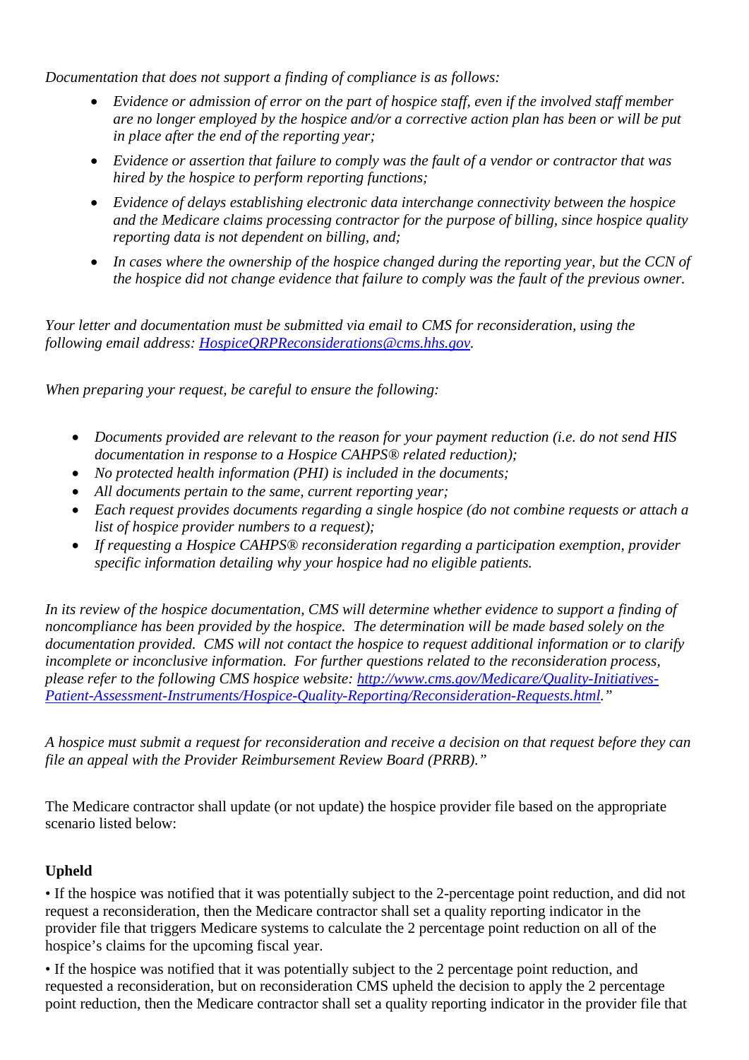*Documentation that does not support a finding of compliance is as follows:*

- *Evidence or admission of error on the part of hospice staff, even if the involved staff member are no longer employed by the hospice and/or a corrective action plan has been or will be put in place after the end of the reporting year;*
- *Evidence or assertion that failure to comply was the fault of a vendor or contractor that was hired by the hospice to perform reporting functions;*
- *Evidence of delays establishing electronic data interchange connectivity between the hospice and the Medicare claims processing contractor for the purpose of billing, since hospice quality reporting data is not dependent on billing, and;*
- *In cases where the ownership of the hospice changed during the reporting year, but the CCN of the hospice did not change evidence that failure to comply was the fault of the previous owner.*

*Your letter and documentation must be submitted via email to CMS for reconsideration, using the following email address: [HospiceQRPReconsiderations@cms.hhs.gov](mailto:HospiceQRPReconsiderations@cms.hhs.gov).*

*When preparing your request, be careful to ensure the following:*

- *Documents provided are relevant to the reason for your payment reduction (i.e. do not send HIS documentation in response to a Hospice CAHPS® related reduction);*
- *No protected health information (PHI) is included in the documents;*
- *All documents pertain to the same, current reporting year;*
- *Each request provides documents regarding a single hospice (do not combine requests or attach a list of hospice provider numbers to a request);*
- *If requesting a Hospice CAHPS® reconsideration regarding a participation exemption, provider specific information detailing why your hospice had no eligible patients.*

*In its review of the hospice documentation, CMS will determine whether evidence to support a finding of noncompliance has been provided by the hospice. The determination will be made based solely on the documentation provided. CMS will not contact the hospice to request additional information or to clarify incomplete or inconclusive information. For further questions related to the reconsideration process, please refer to the following CMS hospice website: [http://www.cms.gov/Medicare/Quality-Initiatives-Patient-Assessment-Instruments/Hospice-Quality-Reporting/Reconsideration-Requests.html](http://www.cms.gov/Medicare/Quality-Initiatives-Patient-Assessment-Instruments/Hospice-Quality-Reporting/Reconsideration-Requests.html)."*

*A hospice must submit a request for reconsideration and receive a decision on that request before they can file an appeal with the Provider Reimbursement Review Board (PRRB)."*

The Medicare contractor shall update (or not update) the hospice provider file based on the appropriate scenario listed below:

**Upheld**

• If the hospice was notified that it was potentially subject to the 2-percentage point reduction, and did not request a reconsideration, then the Medicare contractor shall set a quality reporting indicator in the provider file that triggers Medicare systems to calculate the 2 percentage point reduction on all of the hospice's claims for the upcoming fiscal year.

• If the hospice was notified that it was potentially subject to the 2 percentage point reduction, and requested a reconsideration, but on reconsideration CMS upheld the decision to apply the 2 percentage point reduction, then the Medicare contractor shall set a quality reporting indicator in the provider file that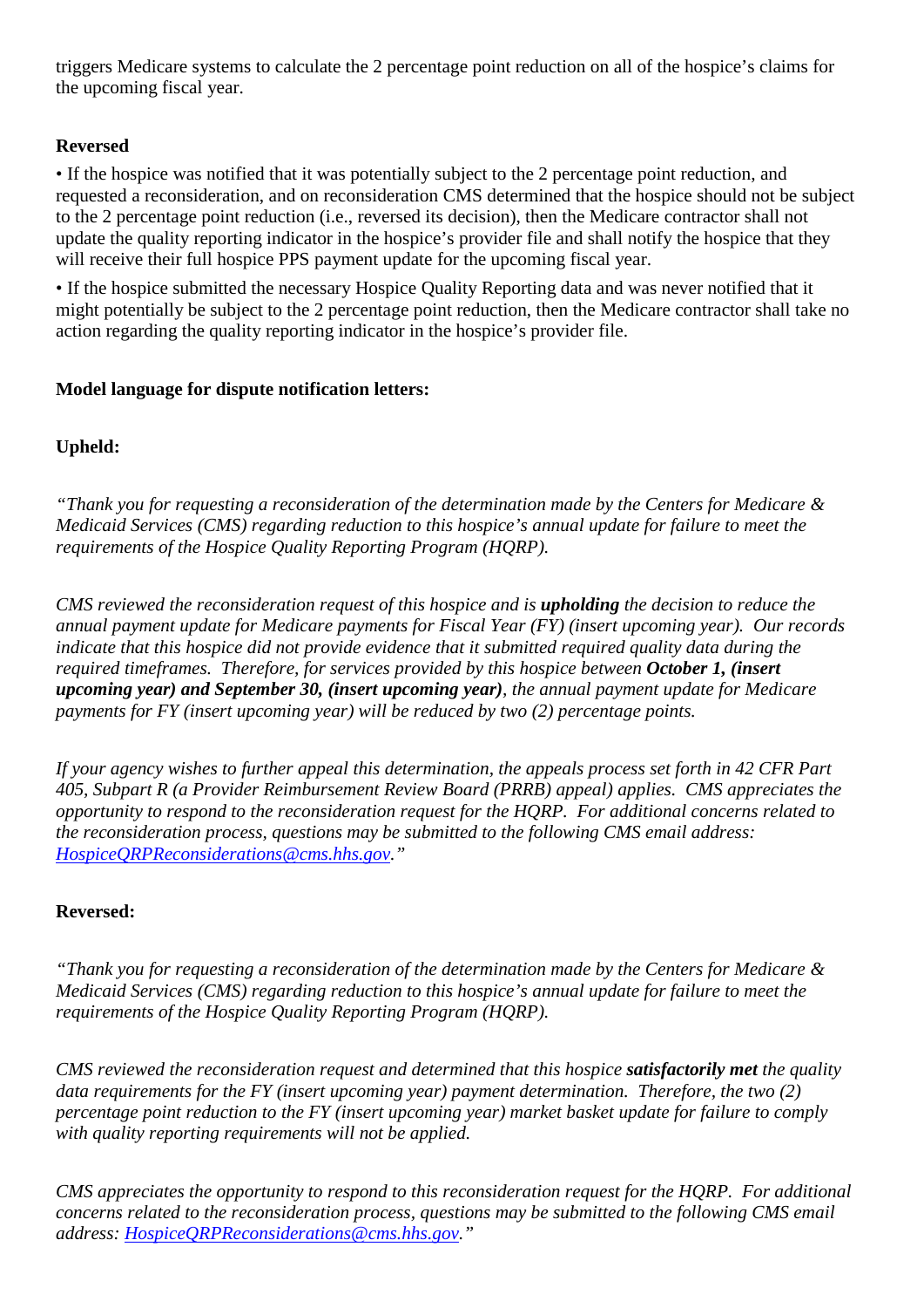triggers Medicare systems to calculate the 2 percentage point reduction on all of the hospice's claims for the upcoming fiscal year.

**Reversed**

- If the hospice was notified that it was potentially subject to the 2 percentage point reduction, and requested a reconsideration, and on reconsideration CMS determined that the hospice should not be subject to the 2 percentage point reduction (i.e., reversed its decision), then the Medicare contractor shall not update the quality reporting indicator in the hospice's provider file and shall notify the hospice that they will receive their full hospice PPS payment update for the upcoming fiscal year.
- If the hospice submitted the necessary Hospice Quality Reporting data and was never notified that it might potentially be subject to the 2 percentage point reduction, then the Medicare contractor shall take no action regarding the quality reporting indicator in the hospice's provider file.

**Model language for dispute notification letters:**

**Upheld:**

*"Thank you for requesting a reconsideration of the determination made by the Centers for Medicare & Medicaid Services (CMS) regarding reduction to this hospice's annual update for failure to meet the requirements of the Hospice Quality Reporting Program (HQRP).*

*CMS reviewed the reconsideration request of this hospice and is* ***upholding*** *the decision to reduce the annual payment update for Medicare payments for Fiscal Year (FY) (insert upcoming year). Our records indicate that this hospice did not provide evidence that it submitted required quality data during the required timeframes. Therefore, for services provided by this hospice between* ***October 1, (insert upcoming year) and September 30, (insert upcoming year)****, the annual payment update for Medicare payments for FY (insert upcoming year) will be reduced by two (2) percentage points.*

*If your agency wishes to further appeal this determination, the appeals process set forth in 42 CFR Part 405, Subpart R (a Provider Reimbursement Review Board (PRRB) appeal) applies. CMS appreciates the opportunity to respond to the reconsideration request for the HQRP. For additional concerns related to the reconsideration process, questions may be submitted to the following CMS email address: HospiceQRPReconsiderations@cms.hhs.gov."*

**Reversed:**

*"Thank you for requesting a reconsideration of the determination made by the Centers for Medicare & Medicaid Services (CMS) regarding reduction to this hospice's annual update for failure to meet the requirements of the Hospice Quality Reporting Program (HQRP).*

*CMS reviewed the reconsideration request and determined that this hospice* ***satisfactorily met*** *the quality data requirements for the FY (insert upcoming year) payment determination. Therefore, the two (2) percentage point reduction to the FY (insert upcoming year) market basket update for failure to comply with quality reporting requirements will not be applied.*

*CMS appreciates the opportunity to respond to this reconsideration request for the HQRP. For additional concerns related to the reconsideration process, questions may be submitted to the following CMS email address: HospiceQRPReconsiderations@cms.hhs.gov."*